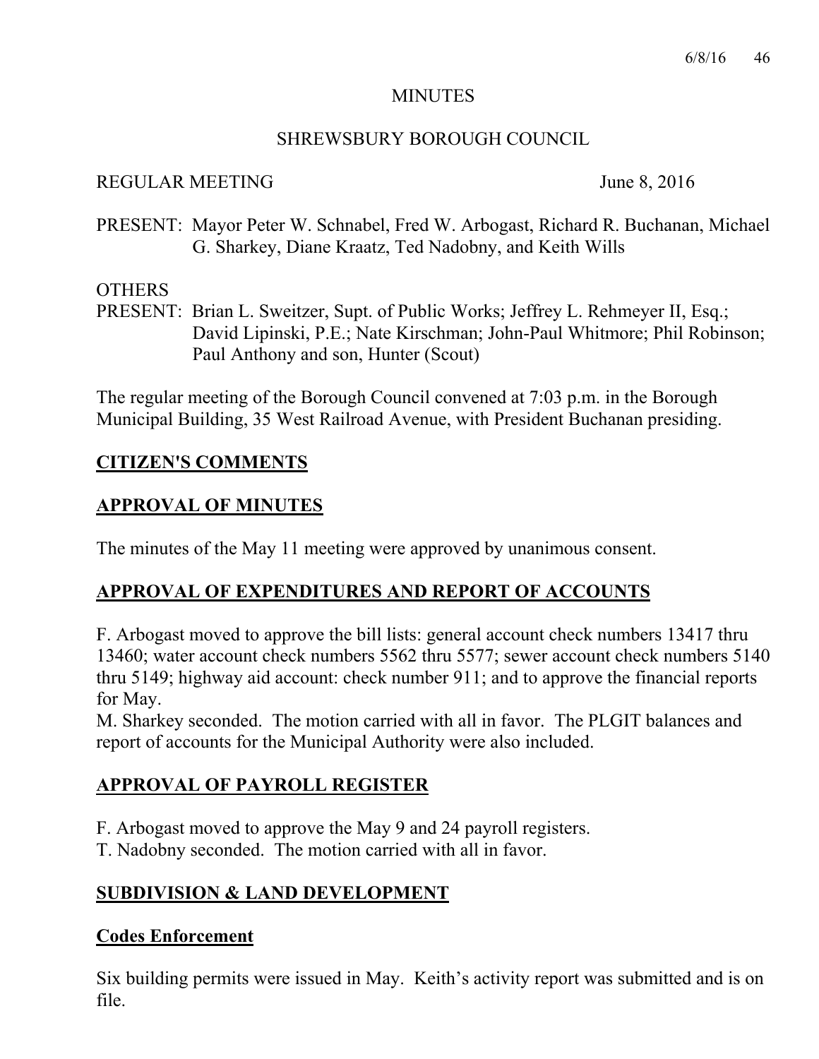# MINUTES

## SHREWSBURY BOROUGH COUNCIL

REGULAR MEETING June 8, 2016

PRESENT: Mayor Peter W. Schnabel, Fred W. Arbogast, Richard R. Buchanan, Michael G. Sharkey, Diane Kraatz, Ted Nadobny, and Keith Wills

OTHERS
PRESENT: Brian L. Sweitzer, Supt. of Public Works; Jeffrey L. Rehmeyer II, Esq.; David Lipinski, P.E.; Nate Kirschman; John-Paul Whitmore; Phil Robinson; Paul Anthony and son, Hunter (Scout)

The regular meeting of the Borough Council convened at 7:03 p.m. in the Borough Municipal Building, 35 West Railroad Avenue, with President Buchanan presiding.

## CITIZEN'S COMMENTS

## APPROVAL OF MINUTES

The minutes of the May 11 meeting were approved by unanimous consent.

## APPROVAL OF EXPENDITURES AND REPORT OF ACCOUNTS

F. Arbogast moved to approve the bill lists: general account check numbers 13417 thru 13460; water account check numbers 5562 thru 5577; sewer account check numbers 5140 thru 5149; highway aid account: check number 911; and to approve the financial reports for May.
M. Sharkey seconded. The motion carried with all in favor. The PLGIT balances and report of accounts for the Municipal Authority were also included.

## APPROVAL OF PAYROLL REGISTER

F. Arbogast moved to approve the May 9 and 24 payroll registers.
T. Nadobny seconded. The motion carried with all in favor.

## SUBDIVISION & LAND DEVELOPMENT

### Codes Enforcement

Six building permits were issued in May. Keith's activity report was submitted and is on file.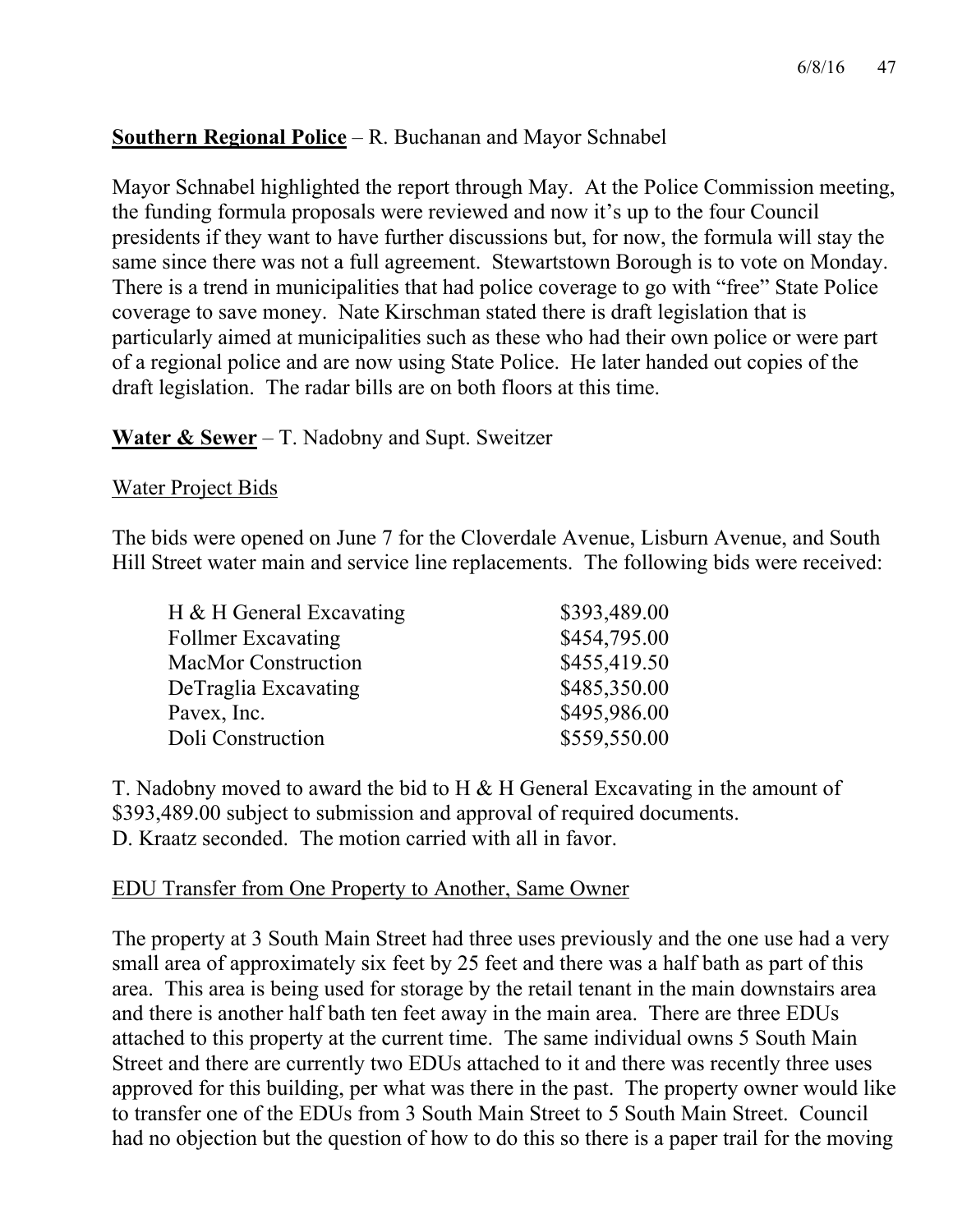**Southern Regional Police** – R. Buchanan and Mayor Schnabel

Mayor Schnabel highlighted the report through May. At the Police Commission meeting, the funding formula proposals were reviewed and now it's up to the four Council presidents if they want to have further discussions but, for now, the formula will stay the same since there was not a full agreement. Stewartstown Borough is to vote on Monday. There is a trend in municipalities that had police coverage to go with "free" State Police coverage to save money. Nate Kirschman stated there is draft legislation that is particularly aimed at municipalities such as these who had their own police or were part of a regional police and are now using State Police. He later handed out copies of the draft legislation. The radar bills are on both floors at this time.

**Water & Sewer** – T. Nadobny and Supt. Sweitzer

Water Project Bids

The bids were opened on June 7 for the Cloverdale Avenue, Lisburn Avenue, and South Hill Street water main and service line replacements. The following bids were received:

| | |
|---|---|
| H & H General Excavating | $393,489.00 |
| Follmer Excavating | $454,795.00 |
| MacMor Construction | $455,419.50 |
| DeTraglia Excavating | $485,350.00 |
| Pavex, Inc. | $495,986.00 |
| Doli Construction | $559,550.00 |

T. Nadobny moved to award the bid to H & H General Excavating in the amount of $393,489.00 subject to submission and approval of required documents.
D. Kraatz seconded. The motion carried with all in favor.

EDU Transfer from One Property to Another, Same Owner

The property at 3 South Main Street had three uses previously and the one use had a very small area of approximately six feet by 25 feet and there was a half bath as part of this area. This area is being used for storage by the retail tenant in the main downstairs area and there is another half bath ten feet away in the main area. There are three EDUs attached to this property at the current time. The same individual owns 5 South Main Street and there are currently two EDUs attached to it and there was recently three uses approved for this building, per what was there in the past. The property owner would like to transfer one of the EDUs from 3 South Main Street to 5 South Main Street. Council had no objection but the question of how to do this so there is a paper trail for the moving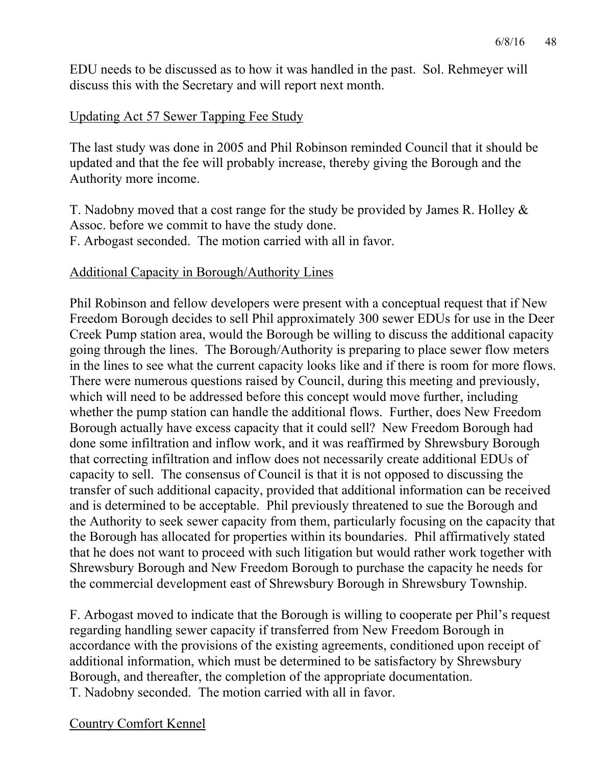EDU needs to be discussed as to how it was handled in the past. Sol. Rehmeyer will discuss this with the Secretary and will report next month.

Updating Act 57 Sewer Tapping Fee Study

The last study was done in 2005 and Phil Robinson reminded Council that it should be updated and that the fee will probably increase, thereby giving the Borough and the Authority more income.

T. Nadobny moved that a cost range for the study be provided by James R. Holley & Assoc. before we commit to have the study done.
F. Arbogast seconded. The motion carried with all in favor.

Additional Capacity in Borough/Authority Lines

Phil Robinson and fellow developers were present with a conceptual request that if New Freedom Borough decides to sell Phil approximately 300 sewer EDUs for use in the Deer Creek Pump station area, would the Borough be willing to discuss the additional capacity going through the lines. The Borough/Authority is preparing to place sewer flow meters in the lines to see what the current capacity looks like and if there is room for more flows. There were numerous questions raised by Council, during this meeting and previously, which will need to be addressed before this concept would move further, including whether the pump station can handle the additional flows. Further, does New Freedom Borough actually have excess capacity that it could sell? New Freedom Borough had done some infiltration and inflow work, and it was reaffirmed by Shrewsbury Borough that correcting infiltration and inflow does not necessarily create additional EDUs of capacity to sell. The consensus of Council is that it is not opposed to discussing the transfer of such additional capacity, provided that additional information can be received and is determined to be acceptable. Phil previously threatened to sue the Borough and the Authority to seek sewer capacity from them, particularly focusing on the capacity that the Borough has allocated for properties within its boundaries. Phil affirmatively stated that he does not want to proceed with such litigation but would rather work together with Shrewsbury Borough and New Freedom Borough to purchase the capacity he needs for the commercial development east of Shrewsbury Borough in Shrewsbury Township.

F. Arbogast moved to indicate that the Borough is willing to cooperate per Phil's request regarding handling sewer capacity if transferred from New Freedom Borough in accordance with the provisions of the existing agreements, conditioned upon receipt of additional information, which must be determined to be satisfactory by Shrewsbury Borough, and thereafter, the completion of the appropriate documentation.
T. Nadobny seconded. The motion carried with all in favor.

Country Comfort Kennel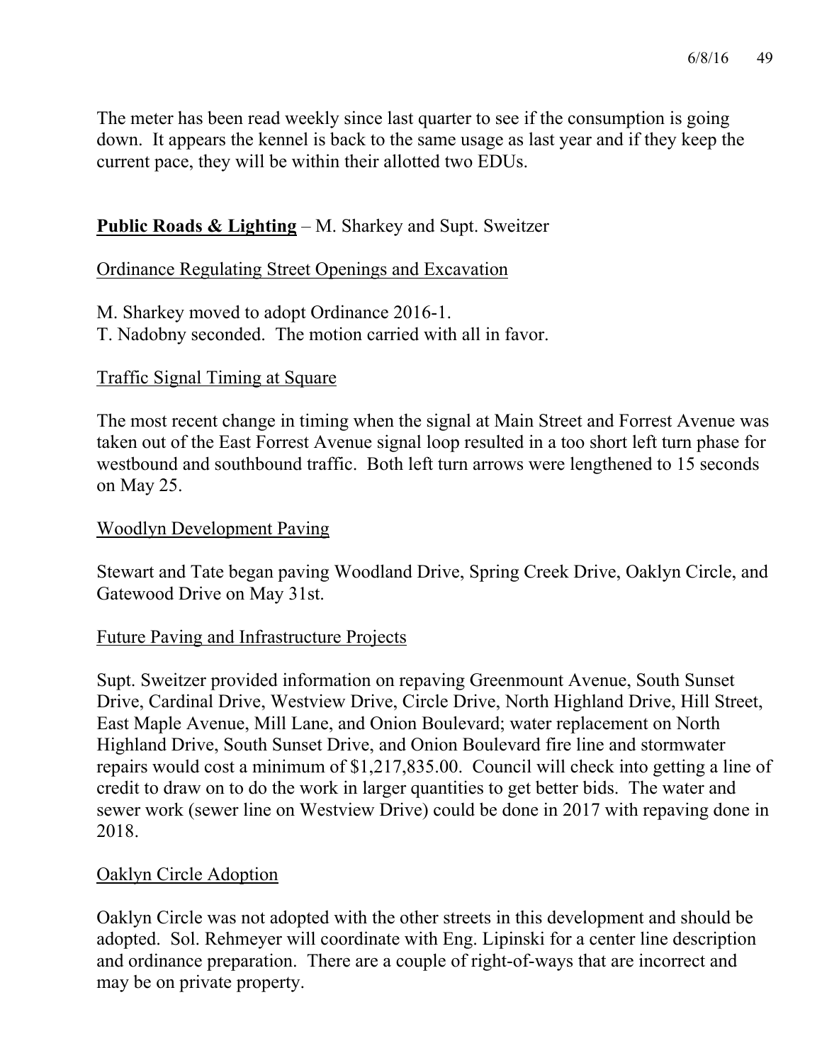The meter has been read weekly since last quarter to see if the consumption is going down. It appears the kennel is back to the same usage as last year and if they keep the current pace, they will be within their allotted two EDUs.

## **Public Roads & Lighting** – M. Sharkey and Supt. Sweitzer

### Ordinance Regulating Street Openings and Excavation

M. Sharkey moved to adopt Ordinance 2016-1.
T. Nadobny seconded. The motion carried with all in favor.

### Traffic Signal Timing at Square

The most recent change in timing when the signal at Main Street and Forrest Avenue was taken out of the East Forrest Avenue signal loop resulted in a too short left turn phase for westbound and southbound traffic. Both left turn arrows were lengthened to 15 seconds on May 25.

### Woodlyn Development Paving

Stewart and Tate began paving Woodland Drive, Spring Creek Drive, Oaklyn Circle, and Gatewood Drive on May 31st.

### Future Paving and Infrastructure Projects

Supt. Sweitzer provided information on repaving Greenmount Avenue, South Sunset Drive, Cardinal Drive, Westview Drive, Circle Drive, North Highland Drive, Hill Street, East Maple Avenue, Mill Lane, and Onion Boulevard; water replacement on North Highland Drive, South Sunset Drive, and Onion Boulevard fire line and stormwater repairs would cost a minimum of $1,217,835.00. Council will check into getting a line of credit to draw on to do the work in larger quantities to get better bids. The water and sewer work (sewer line on Westview Drive) could be done in 2017 with repaving done in 2018.

### Oaklyn Circle Adoption

Oaklyn Circle was not adopted with the other streets in this development and should be adopted. Sol. Rehmeyer will coordinate with Eng. Lipinski for a center line description and ordinance preparation. There are a couple of right-of-ways that are incorrect and may be on private property.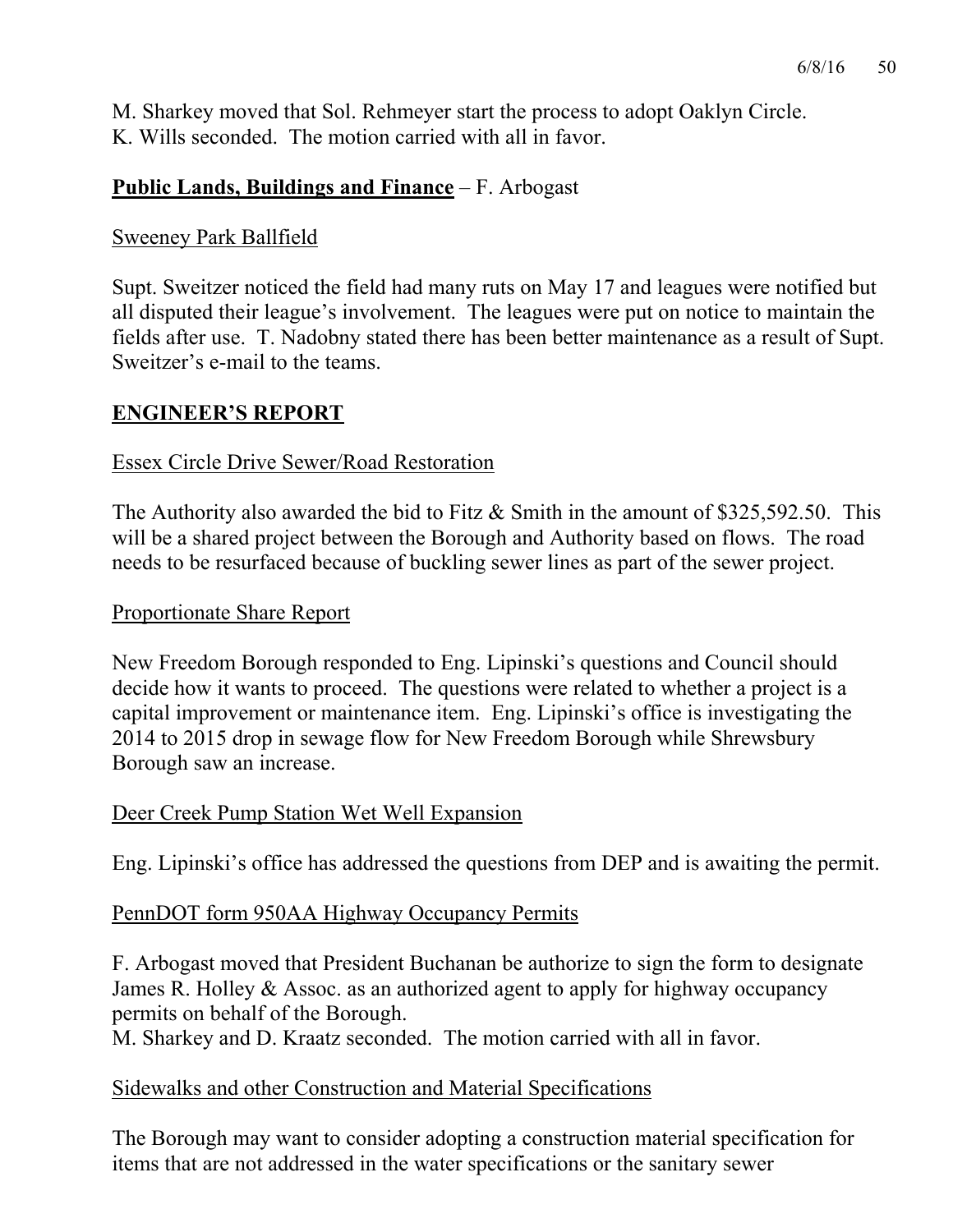M. Sharkey moved that Sol. Rehmeyer start the process to adopt Oaklyn Circle.
K. Wills seconded. The motion carried with all in favor.

**<u>Public Lands, Buildings and Finance</u>** – F. Arbogast

<u>Sweeney Park Ballfield</u>

Supt. Sweitzer noticed the field had many ruts on May 17 and leagues were notified but all disputed their league's involvement. The leagues were put on notice to maintain the fields after use. T. Nadobny stated there has been better maintenance as a result of Supt. Sweitzer's e-mail to the teams.

## <u>ENGINEER'S REPORT</u>

<u>Essex Circle Drive Sewer/Road Restoration</u>

The Authority also awarded the bid to Fitz & Smith in the amount of $325,592.50. This will be a shared project between the Borough and Authority based on flows. The road needs to be resurfaced because of buckling sewer lines as part of the sewer project.

<u>Proportionate Share Report</u>

New Freedom Borough responded to Eng. Lipinski's questions and Council should decide how it wants to proceed. The questions were related to whether a project is a capital improvement or maintenance item. Eng. Lipinski's office is investigating the 2014 to 2015 drop in sewage flow for New Freedom Borough while Shrewsbury Borough saw an increase.

<u>Deer Creek Pump Station Wet Well Expansion</u>

Eng. Lipinski's office has addressed the questions from DEP and is awaiting the permit.

<u>PennDOT form 950AA Highway Occupancy Permits</u>

F. Arbogast moved that President Buchanan be authorize to sign the form to designate James R. Holley & Assoc. as an authorized agent to apply for highway occupancy permits on behalf of the Borough.
M. Sharkey and D. Kraatz seconded. The motion carried with all in favor.

<u>Sidewalks and other Construction and Material Specifications</u>

The Borough may want to consider adopting a construction material specification for items that are not addressed in the water specifications or the sanitary sewer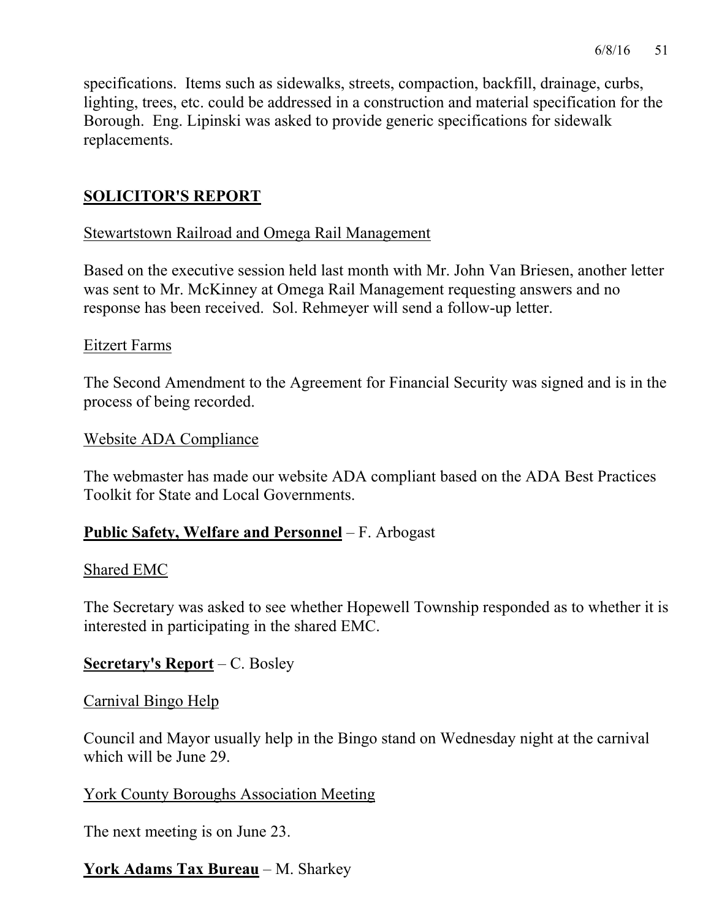specifications. Items such as sidewalks, streets, compaction, backfill, drainage, curbs, lighting, trees, etc. could be addressed in a construction and material specification for the Borough. Eng. Lipinski was asked to provide generic specifications for sidewalk replacements.

## SOLICITOR'S REPORT

Stewartstown Railroad and Omega Rail Management

Based on the executive session held last month with Mr. John Van Briesen, another letter was sent to Mr. McKinney at Omega Rail Management requesting answers and no response has been received. Sol. Rehmeyer will send a follow-up letter.

Eitzert Farms

The Second Amendment to the Agreement for Financial Security was signed and is in the process of being recorded.

Website ADA Compliance

The webmaster has made our website ADA compliant based on the ADA Best Practices Toolkit for State and Local Governments.

**Public Safety, Welfare and Personnel** – F. Arbogast

Shared EMC

The Secretary was asked to see whether Hopewell Township responded as to whether it is interested in participating in the shared EMC.

**Secretary's Report** – C. Bosley

Carnival Bingo Help

Council and Mayor usually help in the Bingo stand on Wednesday night at the carnival which will be June 29.

York County Boroughs Association Meeting

The next meeting is on June 23.

**York Adams Tax Bureau** – M. Sharkey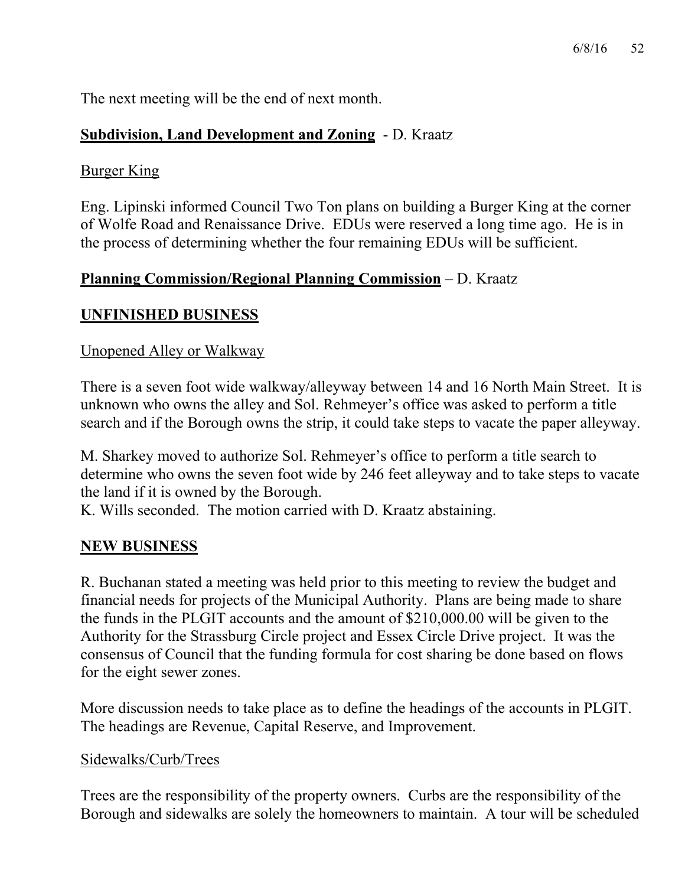The next meeting will be the end of next month.

**Subdivision, Land Development and Zoning** - D. Kraatz

Burger King

Eng. Lipinski informed Council Two Ton plans on building a Burger King at the corner of Wolfe Road and Renaissance Drive. EDUs were reserved a long time ago. He is in the process of determining whether the four remaining EDUs will be sufficient.

**Planning Commission/Regional Planning Commission** – D. Kraatz

## UNFINISHED BUSINESS

Unopened Alley or Walkway

There is a seven foot wide walkway/alleyway between 14 and 16 North Main Street. It is unknown who owns the alley and Sol. Rehmeyer's office was asked to perform a title search and if the Borough owns the strip, it could take steps to vacate the paper alleyway.

M. Sharkey moved to authorize Sol. Rehmeyer's office to perform a title search to determine who owns the seven foot wide by 246 feet alleyway and to take steps to vacate the land if it is owned by the Borough.
K. Wills seconded. The motion carried with D. Kraatz abstaining.

## NEW BUSINESS

R. Buchanan stated a meeting was held prior to this meeting to review the budget and financial needs for projects of the Municipal Authority. Plans are being made to share the funds in the PLGIT accounts and the amount of $210,000.00 will be given to the Authority for the Strassburg Circle project and Essex Circle Drive project. It was the consensus of Council that the funding formula for cost sharing be done based on flows for the eight sewer zones.

More discussion needs to take place as to define the headings of the accounts in PLGIT. The headings are Revenue, Capital Reserve, and Improvement.

Sidewalks/Curb/Trees

Trees are the responsibility of the property owners. Curbs are the responsibility of the Borough and sidewalks are solely the homeowners to maintain. A tour will be scheduled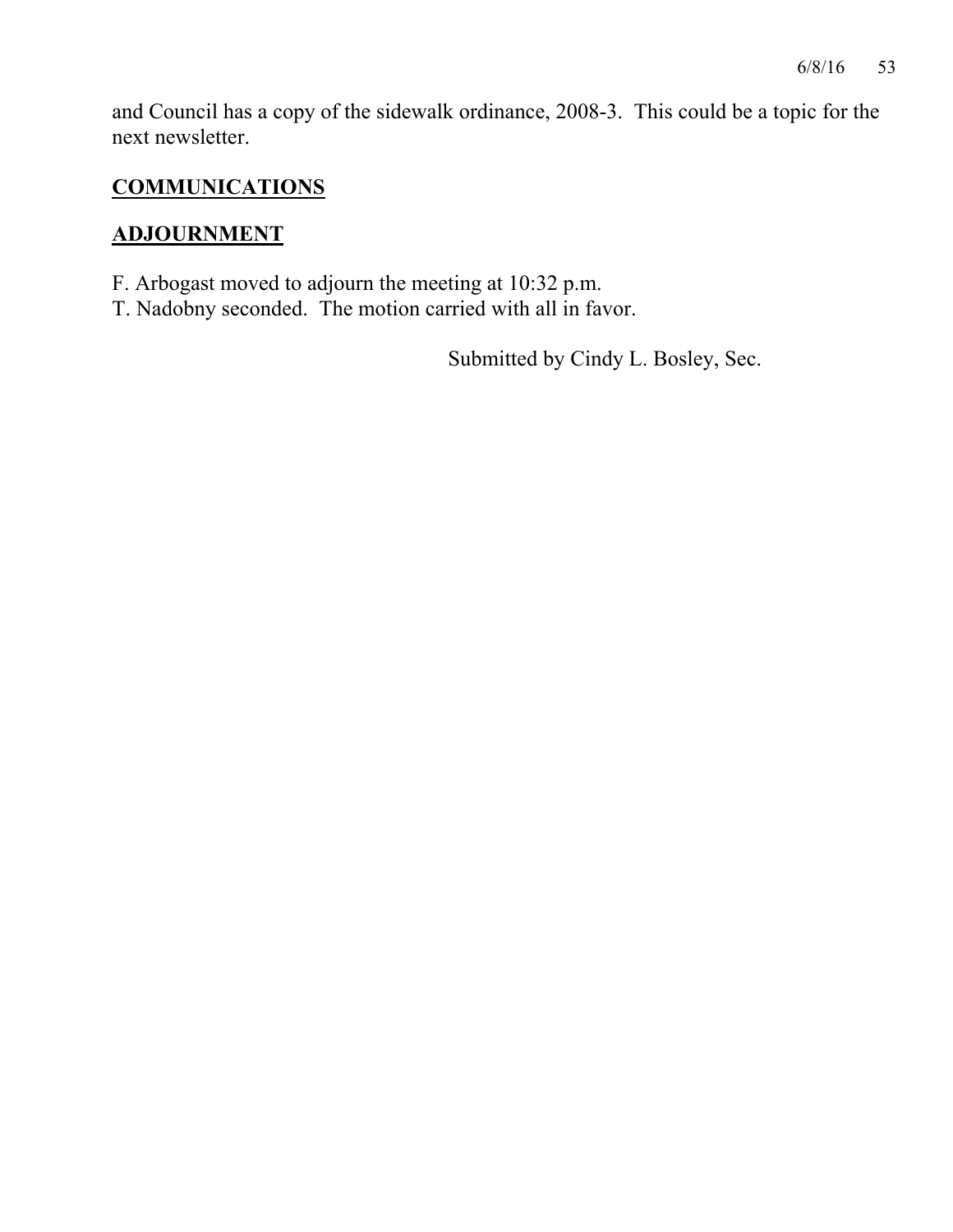and Council has a copy of the sidewalk ordinance, 2008-3. This could be a topic for the next newsletter.

## COMMUNICATIONS

## ADJOURNMENT

F. Arbogast moved to adjourn the meeting at 10:32 p.m.
T. Nadobny seconded. The motion carried with all in favor.

Submitted by Cindy L. Bosley, Sec.